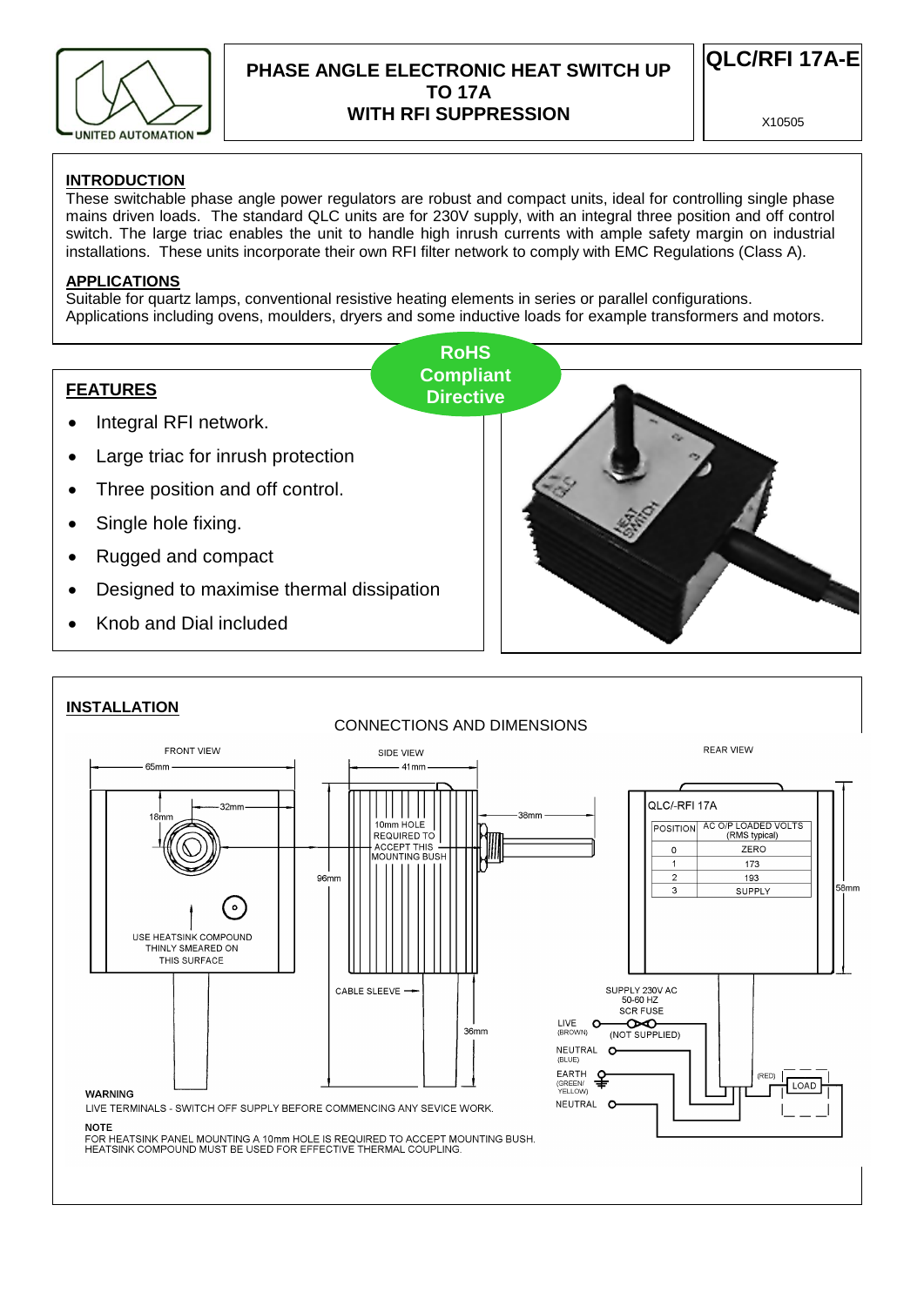UNITED AUTOMATION

# PHASE ANGLE ELECTRONIC HEAT SWITCH UP TO 17A WITH RFI SUPPRESSION

**QLC/RFI 17A-E**

X10505

## INTRODUCTION

These switchable phase angle power regulators are robust and compact units, ideal for controlling single phase mains driven loads. The standard QLC units are for 230V supply, with an integral three position and off control switch. The large triac enables the unit to handle high inrush currents with ample safety margin on industrial installations. These units incorporate their own RFI filter network to comply with EMC Regulations (Class A).

## APPLICATIONS

Suitable for quartz lamps, conventional resistive heating elements in series or parallel configurations.
Applications including ovens, moulders, dryers and some inductive loads for example transformers and motors.

**RoHS Compliant Directive**

## FEATURES

- Integral RFI network.
- Large triac for inrush protection
- Three position and off control.
- Single hole fixing.
- Rugged and compact
- Designed to maximise thermal dissipation
- Knob and Dial included

## INSTALLATION

CONNECTIONS AND DIMENSIONS

FRONT VIEW — 65mm, 32mm, 18mm
USE HEATSINK COMPOUND THINLY SMEARED ON THIS SURFACE

SIDE VIEW — 41mm, 96mm, 38mm, 36mm
10mm HOLE REQUIRED TO ACCEPT THIS MOUNTING BUSH
CABLE SLEEVE

REAR VIEW — 58mm

QLC/-RFI 17A

| POSITION | AC O/P LOADED VOLTS (RMS typical) |
|---|---|
| 0 | ZERO |
| 1 | 173 |
| 2 | 193 |
| 3 | SUPPLY |

SUPPLY 230V AC 50-60 HZ
SCR FUSE (NOT SUPPLIED)
LIVE (BROWN)
NEUTRAL (BLUE)
EARTH (GREEN/ YELLOW)
NEUTRAL
(RED)
LOAD

**WARNING**
LIVE TERMINALS - SWITCH OFF SUPPLY BEFORE COMMENCING ANY SEVICE WORK.

**NOTE**
FOR HEATSINK PANEL MOUNTING A 10mm HOLE IS REQUIRED TO ACCEPT MOUNTING BUSH.
HEATSINK COMPOUND MUST BE USED FOR EFFECTIVE THERMAL COUPLING.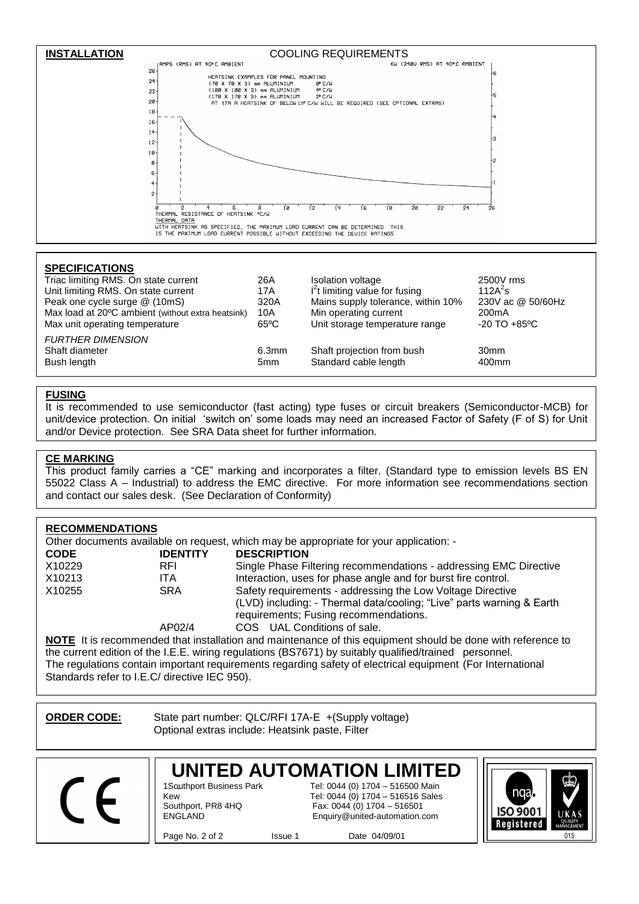## INSTALLATION

COOLING REQUIREMENTS

AMPS (RMS) AT 40°C AMBIENT

KW (240V RMS) AT 40°C AMBIENT

HEATSINK EXAMPLES FOR PANEL MOUNTING
(70 X 70 X 3) mm ALUMINIUM 8° C/W
(100 X 100 X 3) mm ALUMINIUM 4° C/W
(170 X 170 X 3) mm ALUMINIUM 2° C/W
AT 17A A HEATSINK OF BELOW 1.5° C/W WILL BE REQUIRED (SEE OPTIONAL EXTRAS)

0 2 4 6 8 10 12 14 16 18 20 22 24 26

THERMAL RESISTANCE OF HEATSINK °C/W

THERMAL DATA
WITH HEATSINK AS SPECIFIED, THE MAXIMUM LOAD CURRENT CAN BE DETERMINED. THIS IS THE MAXIMUM LOAD CURRENT POSSIBLE WITHOUT EXCEEDING THE DEVICE RATINGS.

## SPECIFICATIONS

| | | | |
|---|---|---|---|
| Triac limiting RMS. On state current | 26A | Isolation voltage | 2500V rms |
| Unit limiting RMS. On state current | 17A | $I^2t$ limiting value for fusing | $112A^2s$ |
| Peak one cycle surge @ (10mS) | 320A | Mains supply tolerance, within 10% | 230V ac @ 50/60Hz |
| Max load at 20ºC ambient (without extra heatsink) | 10A | Min operating current | 200mA |
| Max unit operating temperature | 65ºC | Unit storage temperature range | -20 TO +85ºC |
| *FURTHER DIMENSION* | | | |
| Shaft diameter | 6.3mm | Shaft projection from bush | 30mm |
| Bush length | 5mm | Standard cable length | 400mm |

## FUSING

It is recommended to use semiconductor (fast acting) type fuses or circuit breakers (Semiconductor-MCB) for unit/device protection. On initial 'switch on' some loads may need an increased Factor of Safety (F of S) for Unit and/or Device protection. See SRA Data sheet for further information.

## CE MARKING

This product family carries a "CE" marking and incorporates a filter. (Standard type to emission levels BS EN 55022 Class A – Industrial) to address the EMC directive. For more information see recommendations section and contact our sales desk. (See Declaration of Conformity)

## RECOMMENDATIONS

Other documents available on request, which may be appropriate for your application: -

| CODE | IDENTITY | DESCRIPTION |
|---|---|---|
| X10229 | RFI | Single Phase Filtering recommendations - addressing EMC Directive |
| X10213 | ITA | Interaction, uses for phase angle and for burst fire control. |
| X10255 | SRA | Safety requirements - addressing the Low Voltage Directive (LVD) including: - Thermal data/cooling; "Live" parts warning & Earth requirements; Fusing recommendations. |
| | AP02/4 | COS UAL Conditions of sale. |

**NOTE** It is recommended that installation and maintenance of this equipment should be done with reference to the current edition of the I.E.E. wiring regulations (BS7671) by suitably qualified/trained personnel. The regulations contain important requirements regarding safety of electrical equipment (For International Standards refer to I.E.C/ directive IEC 950).

**ORDER CODE:** State part number: QLC/RFI 17A-E +(Supply voltage)
Optional extras include: Heatsink paste, Filter

CE

# UNITED AUTOMATION LIMITED

1Southport Business Park
Kew
Southport, PR8 4HQ
ENGLAND

Tel: 0044 (0) 1704 – 516500 Main
Tel: 0044 (0) 1704 – 516516 Sales
Fax: 0044 (0) 1704 – 516501
Enquiry@united-automation.com

Issue 1 Date 04/09/01

nqa. ISO 9001 Registered — UKAS QUALITY MANAGEMENT 015